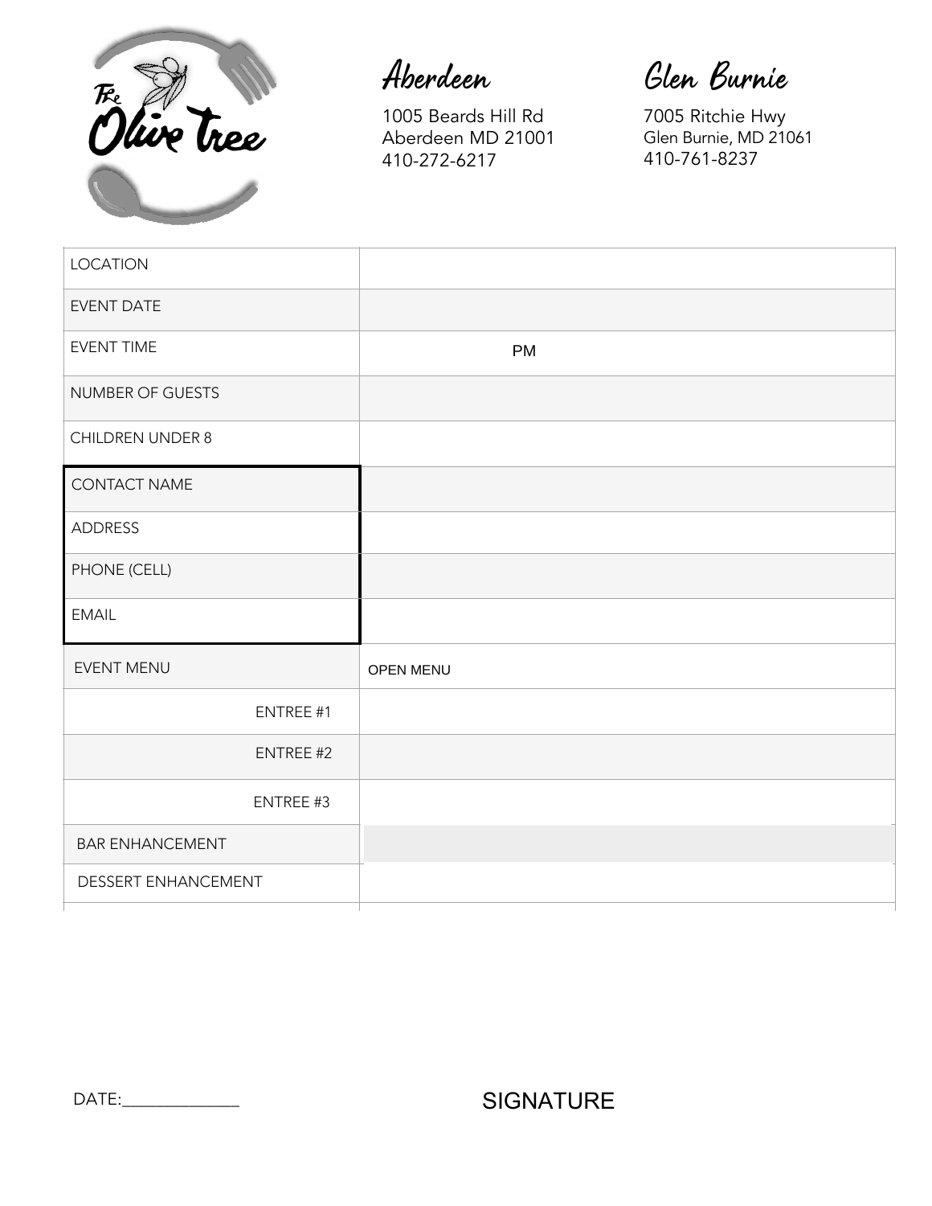The Olive Tree

**Aberdeen**

1005 Beards Hill Rd
Aberdeen MD 21001
410-272-6217

**Glen Burnie**

7005 Ritchie Hwy
Glen Burnie, MD 21061
410-761-8237

| | |
|---|---|
| LOCATION | |
| EVENT DATE | |
| EVENT TIME | PM |
| NUMBER OF GUESTS | |
| CHILDREN UNDER 8 | |
| CONTACT NAME | |
| ADDRESS | |
| PHONE (CELL) | |
| EMAIL | |
| EVENT MENU | OPEN MENU |
| ENTREE #1 | |
| ENTREE #2 | |
| ENTREE #3 | |
| BAR ENHANCEMENT | |
| DESSERT ENHANCEMENT | |

DATE:_____________

SIGNATURE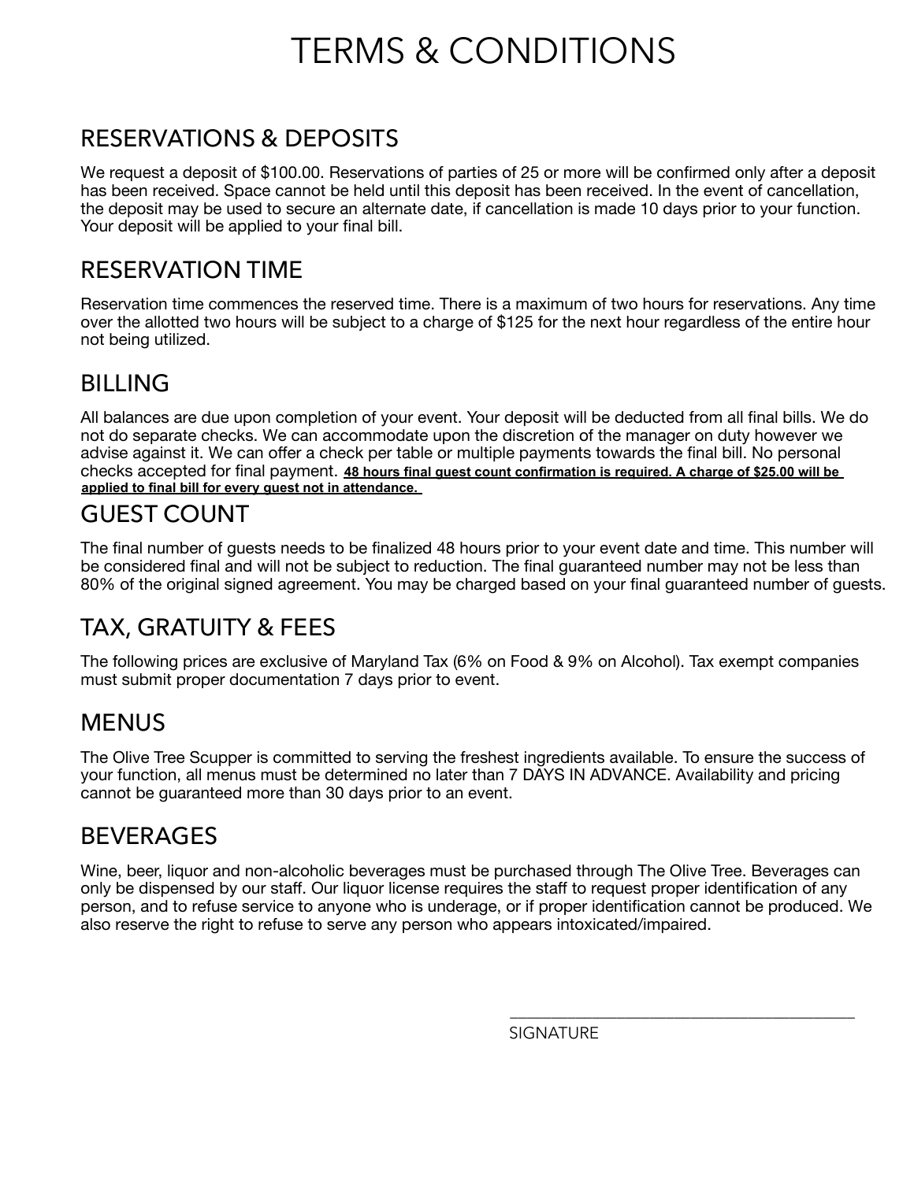# TERMS & CONDITIONS

## RESERVATIONS & DEPOSITS

We request a deposit of $100.00. Reservations of parties of 25 or more will be confirmed only after a deposit has been received. Space cannot be held until this deposit has been received. In the event of cancellation, the deposit may be used to secure an alternate date, if cancellation is made 10 days prior to your function. Your deposit will be applied to your final bill.

## RESERVATION TIME

Reservation time commences the reserved time. There is a maximum of two hours for reservations. Any time over the allotted two hours will be subject to a charge of $125 for the next hour regardless of the entire hour not being utilized.

## BILLING

All balances are due upon completion of your event. Your deposit will be deducted from all final bills. We do not do separate checks. We can accommodate upon the discretion of the manager on duty however we advise against it. We can offer a check per table or multiple payments towards the final bill. No personal checks accepted for final payment. **48 hours final guest count confirmation is required. A charge of $25.00 will be applied to final bill for every guest not in attendance.**

## GUEST COUNT

The final number of guests needs to be finalized 48 hours prior to your event date and time. This number will be considered final and will not be subject to reduction. The final guaranteed number may not be less than 80% of the original signed agreement. You may be charged based on your final guaranteed number of guests.

## TAX, GRATUITY & FEES

The following prices are exclusive of Maryland Tax (6% on Food & 9% on Alcohol). Tax exempt companies must submit proper documentation 7 days prior to event.

## MENUS

The Olive Tree Scupper is committed to serving the freshest ingredients available. To ensure the success of your function, all menus must be determined no later than 7 DAYS IN ADVANCE. Availability and pricing cannot be guaranteed more than 30 days prior to an event.

## BEVERAGES

Wine, beer, liquor and non-alcoholic beverages must be purchased through The Olive Tree. Beverages can only be dispensed by our staff. Our liquor license requires the staff to request proper identification of any person, and to refuse service to anyone who is underage, or if proper identification cannot be produced. We also reserve the right to refuse to serve any person who appears intoxicated/impaired.

\_\_\_\_\_\_\_\_\_\_\_\_\_\_\_\_\_\_\_\_\_\_\_\_\_\_\_\_\_\_\_\_\_\_\_\_\_\_\_\_

SIGNATURE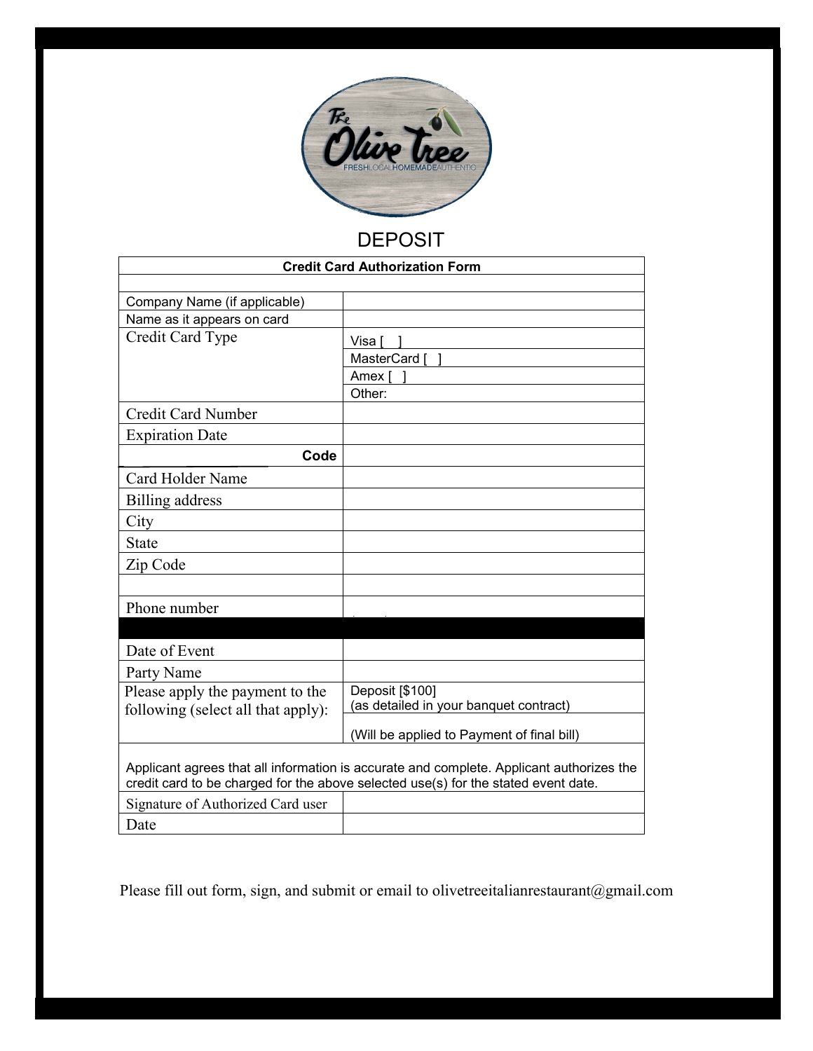The Olive Tree
FRESH LOCAL HOMEMADE AUTHENTIC

# DEPOSIT

| Credit Card Authorization Form | |
|---|---|
| | |
| Company Name (if applicable) | |
| Name as it appears on card | |
| Credit Card Type | Visa [ ] |
| | MasterCard [ ] |
| | Amex [ ] |
| | Other: |
| Credit Card Number | |
| Expiration Date | |
| **Code** | |
| Card Holder Name | |
| Billing address | |
| City | |
| State | |
| Zip Code | |
| | |
| Phone number | |
| | |
| Date of Event | |
| Party Name | |
| Please apply the payment to the following (select all that apply): | Deposit [$100] (as detailed in your banquet contract) |
| | (Will be applied to Payment of final bill) |
| Applicant agrees that all information is accurate and complete. Applicant authorizes the credit card to be charged for the above selected use(s) for the stated event date. | |
| Signature of Authorized Card user | |
| Date | |

Please fill out form, sign, and submit or email to olivetreeitalianrestaurant@gmail.com